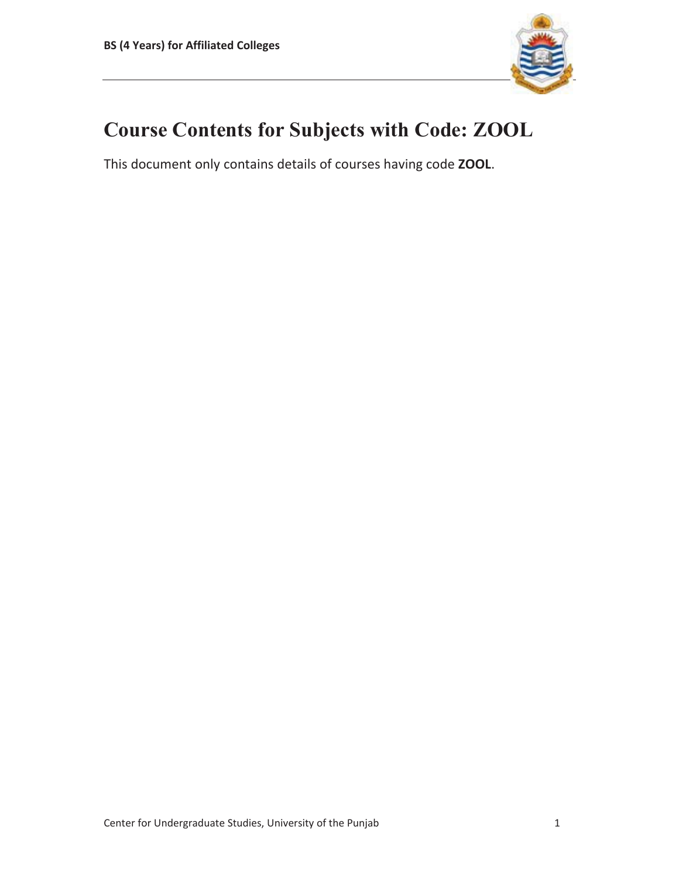# Course Contents for Subjects with Code: ZOOL

This document only contains details of courses having code **ZOOL**.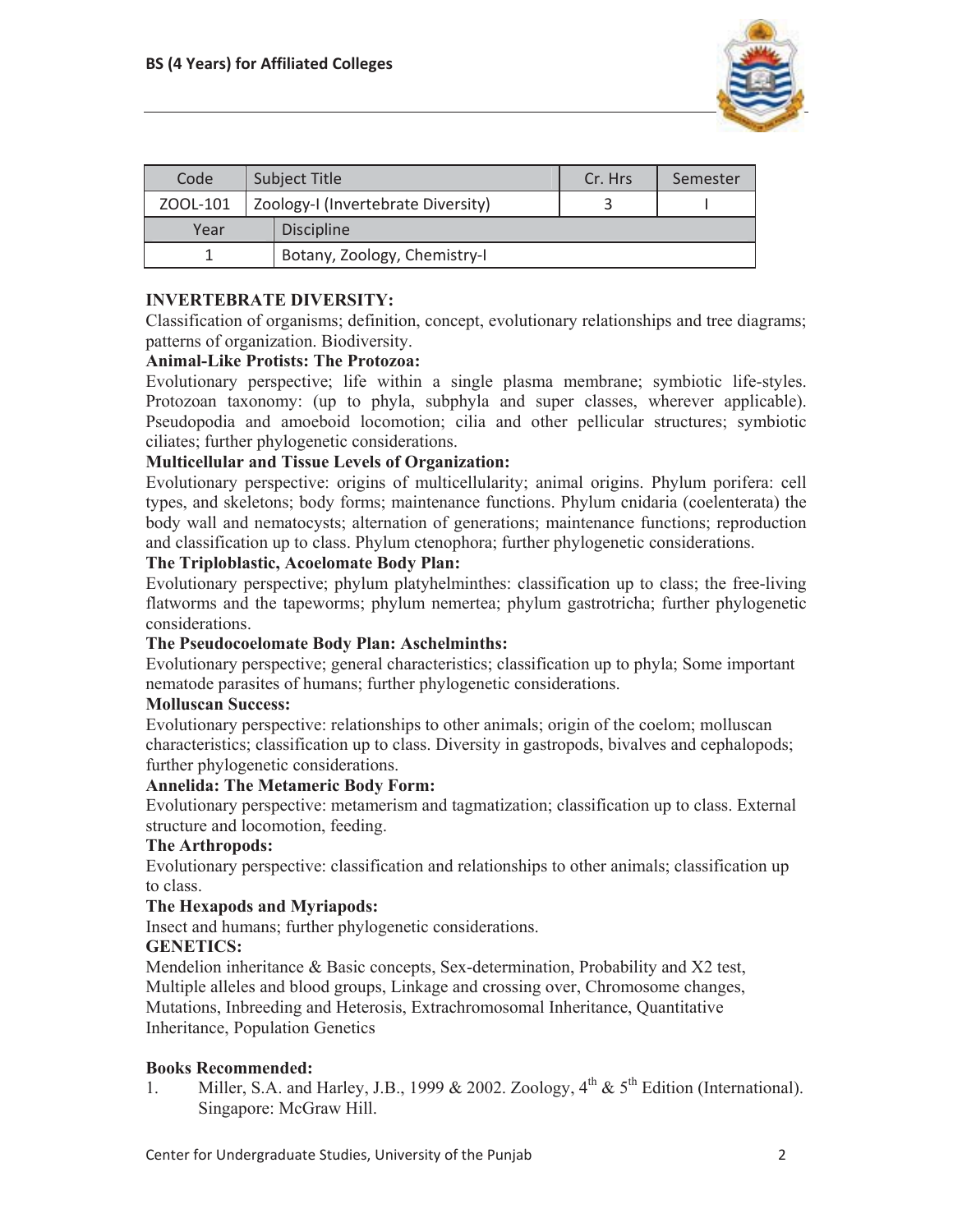| Code | Subject Title | Cr. Hrs | Semester |
| --- | --- | --- | --- |
| ZOOL-101 | Zoology-I (Invertebrate Diversity) | 3 | I |
| Year | Discipline | | |
| 1 | Botany, Zoology, Chemistry-I | | |

**INVERTEBRATE DIVERSITY:**

Classification of organisms; definition, concept, evolutionary relationships and tree diagrams; patterns of organization. Biodiversity.

**Animal-Like Protists: The Protozoa:**

Evolutionary perspective; life within a single plasma membrane; symbiotic life-styles. Protozoan taxonomy: (up to phyla, subphyla and super classes, wherever applicable). Pseudopodia and amoeboid locomotion; cilia and other pellicular structures; symbiotic ciliates; further phylogenetic considerations.

**Multicellular and Tissue Levels of Organization:**

Evolutionary perspective: origins of multicellularity; animal origins. Phylum porifera: cell types, and skeletons; body forms; maintenance functions. Phylum cnidaria (coelenterata) the body wall and nematocysts; alternation of generations; maintenance functions; reproduction and classification up to class. Phylum ctenophora; further phylogenetic considerations.

**The Triploblastic, Acoelomate Body Plan:**

Evolutionary perspective; phylum platyhelminthes: classification up to class; the free-living flatworms and the tapeworms; phylum nemertea; phylum gastrotricha; further phylogenetic considerations.

**The Pseudocoelomate Body Plan: Aschelminths:**

Evolutionary perspective; general characteristics; classification up to phyla; Some important nematode parasites of humans; further phylogenetic considerations.

**Molluscan Success:**

Evolutionary perspective: relationships to other animals; origin of the coelom; molluscan characteristics; classification up to class. Diversity in gastropods, bivalves and cephalopods; further phylogenetic considerations.

**Annelida: The Metameric Body Form:**

Evolutionary perspective: metamerism and tagmatization; classification up to class. External structure and locomotion, feeding.

**The Arthropods:**

Evolutionary perspective: classification and relationships to other animals; classification up to class.

**The Hexapods and Myriapods:**

Insect and humans; further phylogenetic considerations.

**GENETICS:**

Mendelion inheritance & Basic concepts, Sex-determination, Probability and X2 test, Multiple alleles and blood groups, Linkage and crossing over, Chromosome changes, Mutations, Inbreeding and Heterosis, Extrachromosomal Inheritance, Quantitative Inheritance, Population Genetics

**Books Recommended:**

1. Miller, S.A. and Harley, J.B., 1999 & 2002. Zoology, $4^{th}$ & $5^{th}$ Edition (International). Singapore: McGraw Hill.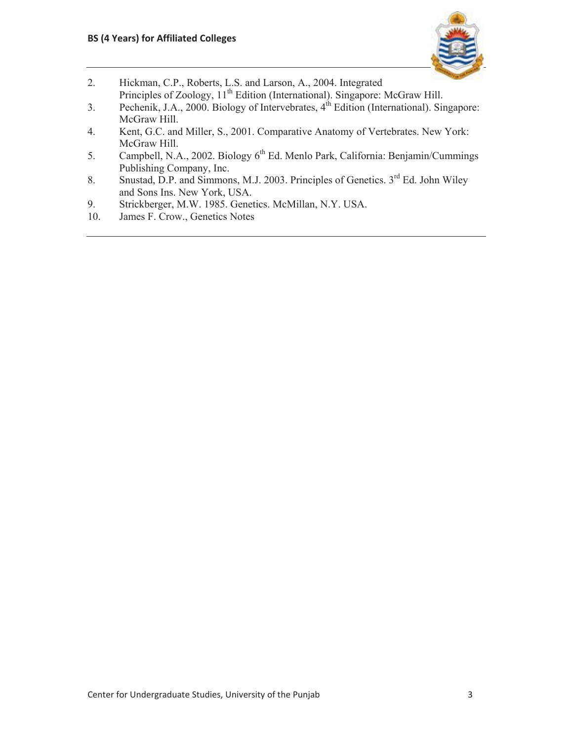2. Hickman, C.P., Roberts, L.S. and Larson, A., 2004. Integrated Principles of Zoology, 11th Edition (International). Singapore: McGraw Hill.
3. Pechenik, J.A., 2000. Biology of Intervebrates, 4th Edition (International). Singapore: McGraw Hill.
4. Kent, G.C. and Miller, S., 2001. Comparative Anatomy of Vertebrates. New York: McGraw Hill.
5. Campbell, N.A., 2002. Biology 6th Ed. Menlo Park, California: Benjamin/Cummings Publishing Company, Inc.
8. Snustad, D.P. and Simmons, M.J. 2003. Principles of Genetics. 3rd Ed. John Wiley and Sons Ins. New York, USA.
9. Strickberger, M.W. 1985. Genetics. McMillan, N.Y. USA.
10. James F. Crow., Genetics Notes